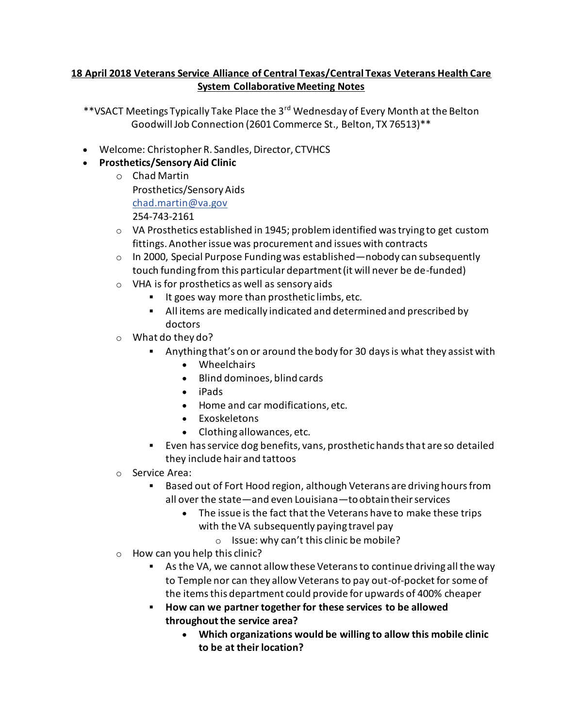**18 April 2018 Veterans Service Alliance of Central Texas/Central Texas Veterans Health Care System Collaborative Meeting Notes**

**VSACT Meetings Typically Take Place the 3rd Wednesday of Every Month at the Belton Goodwill Job Connection (2601 Commerce St., Belton, TX 76513)**

- Welcome: Christopher R. Sandles, Director, CTVHCS
- **Prosthetics/Sensory Aid Clinic**
  - Chad Martin
    Prosthetics/Sensory Aids
    chad.martin@va.gov
    254-743-2161
  - VA Prosthetics established in 1945; problem identified was trying to get custom fittings. Another issue was procurement and issues with contracts
  - In 2000, Special Purpose Funding was established—nobody can subsequently touch funding from this particular department (it will never be de-funded)
  - VHA is for prosthetics as well as sensory aids
    - It goes way more than prosthetic limbs, etc.
    - All items are medically indicated and determined and prescribed by doctors
  - What do they do?
    - Anything that's on or around the body for 30 days is what they assist with
      - Wheelchairs
      - Blind dominoes, blind cards
      - iPads
      - Home and car modifications, etc.
      - Exoskeletons
      - Clothing allowances, etc.
    - Even has service dog benefits, vans, prosthetic hands that are so detailed they include hair and tattoos
  - Service Area:
    - Based out of Fort Hood region, although Veterans are driving hours from all over the state—and even Louisiana—to obtain their services
      - The issue is the fact that the Veterans have to make these trips with the VA subsequently paying travel pay
        - Issue: why can't this clinic be mobile?
  - How can you help this clinic?
    - As the VA, we cannot allow these Veterans to continue driving all the way to Temple nor can they allow Veterans to pay out-of-pocket for some of the items this department could provide for upwards of 400% cheaper
    - **How can we partner together for these services to be allowed throughout the service area?**
      - **Which organizations would be willing to allow this mobile clinic to be at their location?**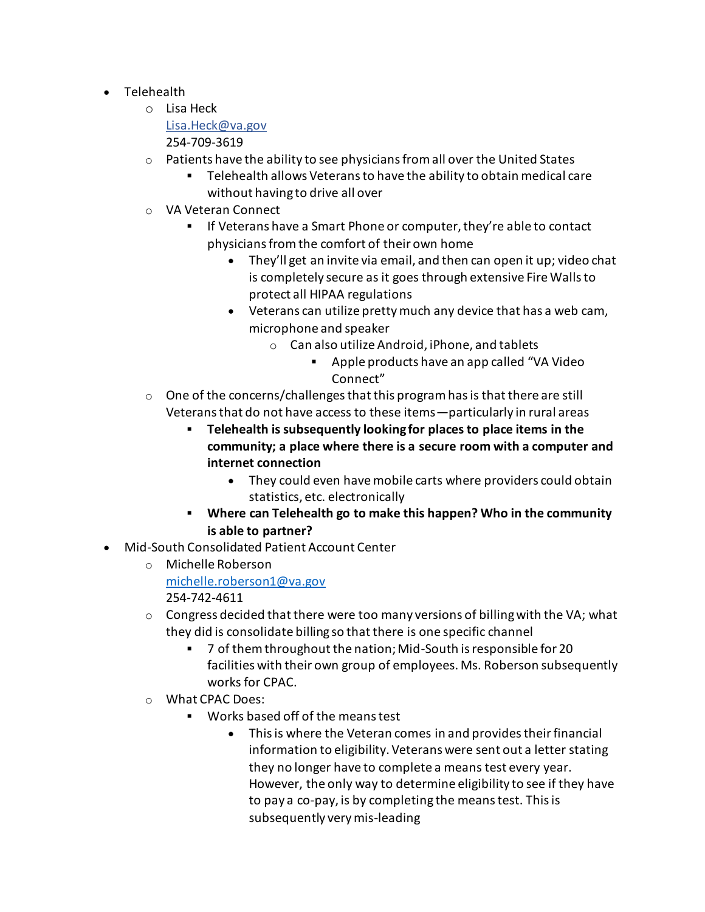- Telehealth
  - Lisa Heck
    Lisa.Heck@va.gov
    254-709-3619
  - Patients have the ability to see physicians from all over the United States
    - Telehealth allows Veterans to have the ability to obtain medical care without having to drive all over
  - VA Veteran Connect
    - If Veterans have a Smart Phone or computer, they're able to contact physicians from the comfort of their own home
      - They'll get an invite via email, and then can open it up; video chat is completely secure as it goes through extensive Fire Walls to protect all HIPAA regulations
      - Veterans can utilize pretty much any device that has a web cam, microphone and speaker
        - Can also utilize Android, iPhone, and tablets
          - Apple products have an app called "VA Video Connect"
  - One of the concerns/challenges that this program has is that there are still Veterans that do not have access to these items—particularly in rural areas
    - **Telehealth is subsequently looking for places to place items in the community; a place where there is a secure room with a computer and internet connection**
      - They could even have mobile carts where providers could obtain statistics, etc. electronically
    - **Where can Telehealth go to make this happen? Who in the community is able to partner?**
- Mid-South Consolidated Patient Account Center
  - Michelle Roberson
    michelle.roberson1@va.gov
    254-742-4611
  - Congress decided that there were too many versions of billing with the VA; what they did is consolidate billing so that there is one specific channel
    - 7 of them throughout the nation; Mid-South is responsible for 20 facilities with their own group of employees. Ms. Roberson subsequently works for CPAC.
  - What CPAC Does:
    - Works based off of the means test
      - This is where the Veteran comes in and provides their financial information to eligibility. Veterans were sent out a letter stating they no longer have to complete a means test every year. However, the only way to determine eligibility to see if they have to pay a co-pay, is by completing the means test. This is subsequently very mis-leading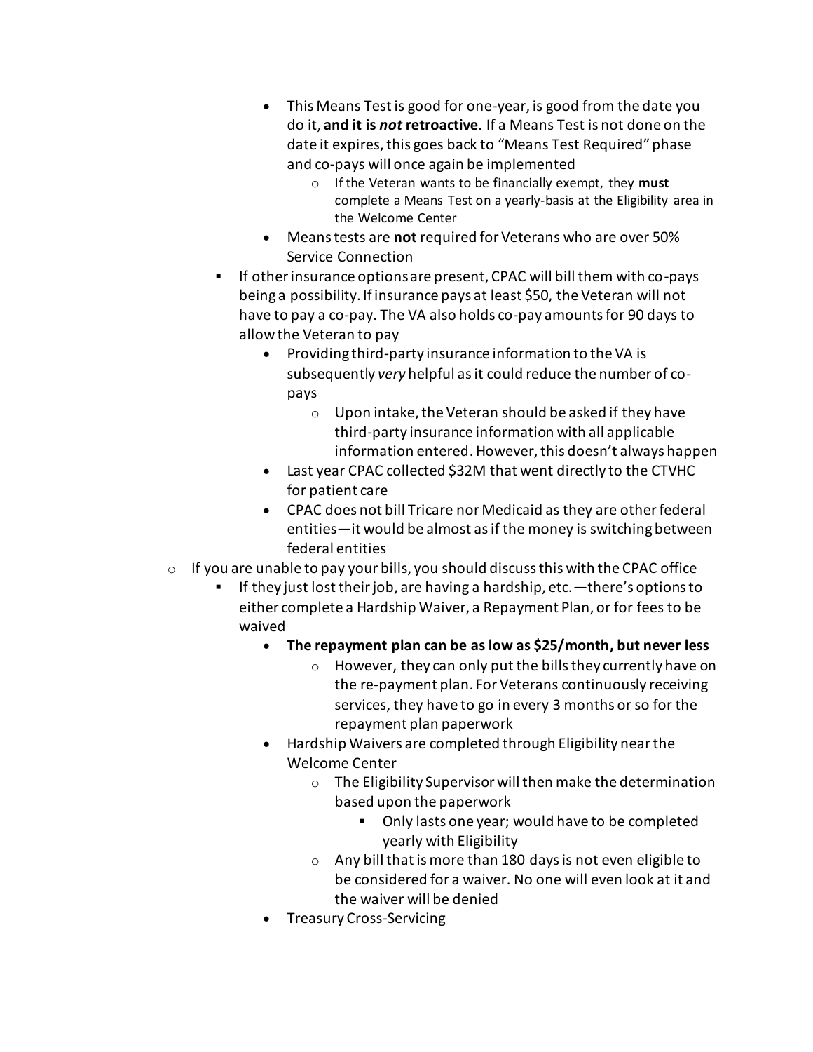- This Means Test is good for one-year, is good from the date you do it, **and it is *not* retroactive**. If a Means Test is not done on the date it expires, this goes back to "Means Test Required" phase and co-pays will once again be implemented
        - If the Veteran wants to be financially exempt, they **must** complete a Means Test on a yearly-basis at the Eligibility area in the Welcome Center
      - Means tests are **not** required for Veterans who are over 50% Service Connection
    - If other insurance options are present, CPAC will bill them with co-pays being a possibility. If insurance pays at least $50, the Veteran will not have to pay a co-pay. The VA also holds co-pay amounts for 90 days to allow the Veteran to pay
      - Providing third-party insurance information to the VA is subsequently *very* helpful as it could reduce the number of co-pays
        - Upon intake, the Veteran should be asked if they have third-party insurance information with all applicable information entered. However, this doesn't always happen
      - Last year CPAC collected $32M that went directly to the CTVHC for patient care
      - CPAC does not bill Tricare nor Medicaid as they are other federal entities—it would be almost as if the money is switching between federal entities
  - If you are unable to pay your bills, you should discuss this with the CPAC office
    - If they just lost their job, are having a hardship, etc.—there's options to either complete a Hardship Waiver, a Repayment Plan, or for fees to be waived
      - **The repayment plan can be as low as $25/month, but never less**
        - However, they can only put the bills they currently have on the re-payment plan. For Veterans continuously receiving services, they have to go in every 3 months or so for the repayment plan paperwork
      - Hardship Waivers are completed through Eligibility near the Welcome Center
        - The Eligibility Supervisor will then make the determination based upon the paperwork
          - Only lasts one year; would have to be completed yearly with Eligibility
        - Any bill that is more than 180 days is not even eligible to be considered for a waiver. No one will even look at it and the waiver will be denied
      - Treasury Cross-Servicing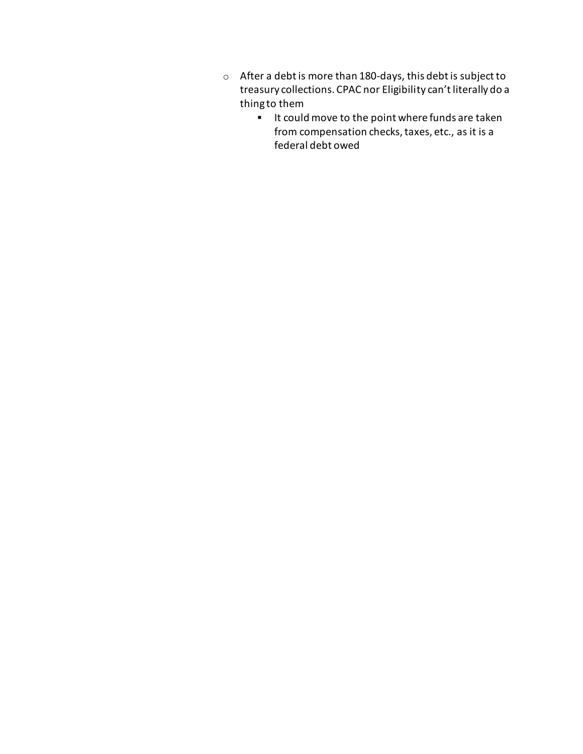- After a debt is more than 180-days, this debt is subject to treasury collections. CPAC nor Eligibility can't literally do a thing to them
  - It could move to the point where funds are taken from compensation checks, taxes, etc., as it is a federal debt owed